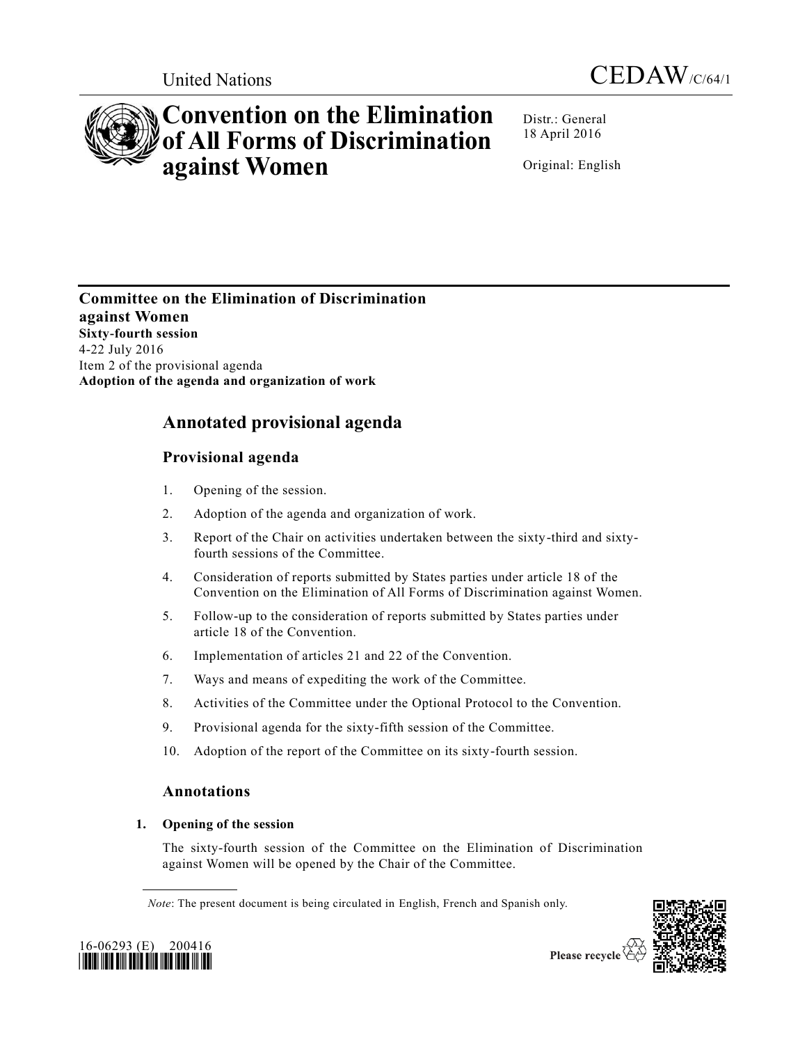United Nations

CEDAW/C/64/1

# Convention on the Elimination of All Forms of Discrimination against Women

Distr.: General
18 April 2016

Original: English

**Committee on the Elimination of Discrimination against Women**
**Sixty-fourth session**
4-22 July 2016
Item 2 of the provisional agenda
**Adoption of the agenda and organization of work**

## Annotated provisional agenda

### Provisional agenda

1. Opening of the session.
2. Adoption of the agenda and organization of work.
3. Report of the Chair on activities undertaken between the sixty-third and sixty-fourth sessions of the Committee.
4. Consideration of reports submitted by States parties under article 18 of the Convention on the Elimination of All Forms of Discrimination against Women.
5. Follow-up to the consideration of reports submitted by States parties under article 18 of the Convention.
6. Implementation of articles 21 and 22 of the Convention.
7. Ways and means of expediting the work of the Committee.
8. Activities of the Committee under the Optional Protocol to the Convention.
9. Provisional agenda for the sixty-fifth session of the Committee.
10. Adoption of the report of the Committee on its sixty-fourth session.

### Annotations

#### 1. Opening of the session

The sixty-fourth session of the Committee on the Elimination of Discrimination against Women will be opened by the Chair of the Committee.

*Note*: The present document is being circulated in English, French and Spanish only.

16-06293 (E) 200416

Please recycle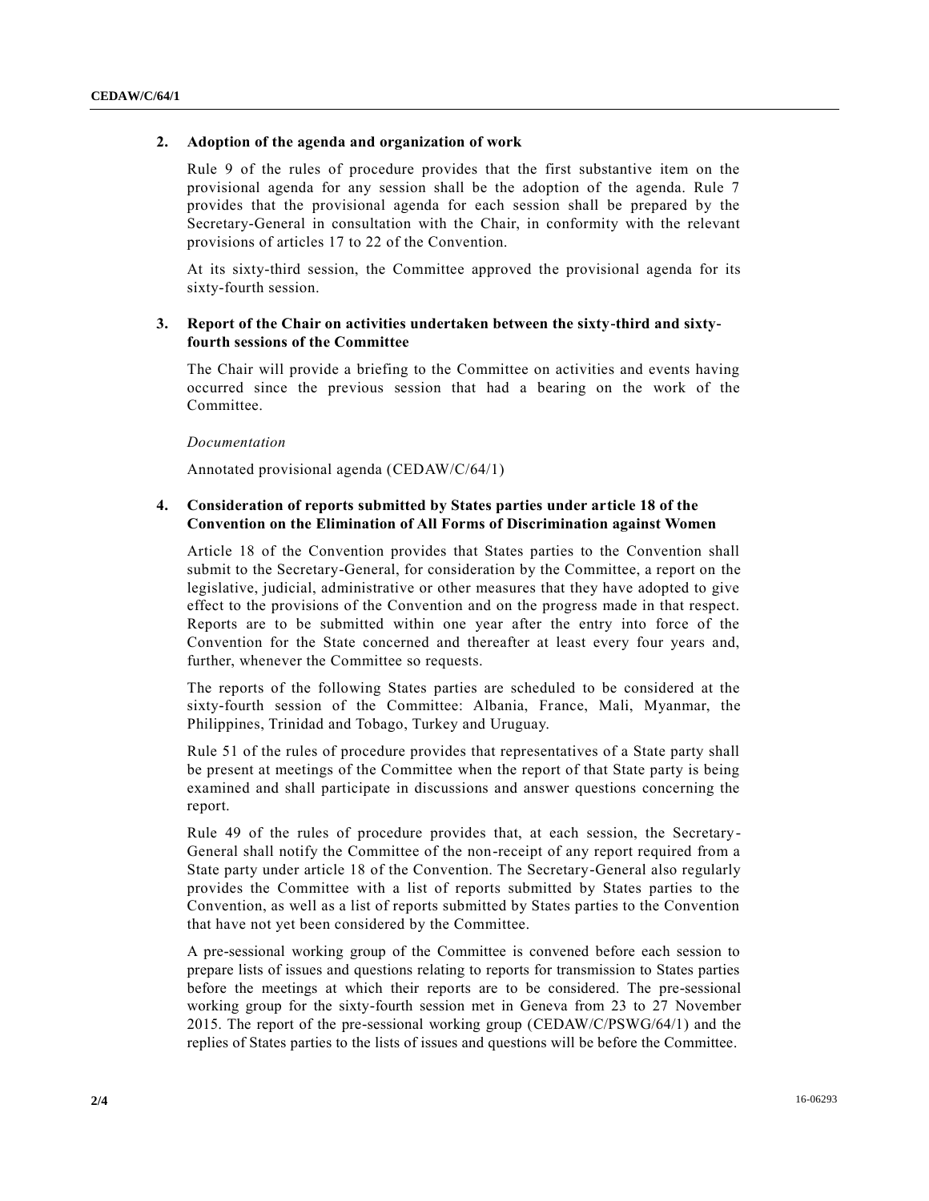## 2. Adoption of the agenda and organization of work

Rule 9 of the rules of procedure provides that the first substantive item on the provisional agenda for any session shall be the adoption of the agenda. Rule 7 provides that the provisional agenda for each session shall be prepared by the Secretary-General in consultation with the Chair, in conformity with the relevant provisions of articles 17 to 22 of the Convention.

At its sixty-third session, the Committee approved the provisional agenda for its sixty-fourth session.

## 3. Report of the Chair on activities undertaken between the sixty-third and sixty-fourth sessions of the Committee

The Chair will provide a briefing to the Committee on activities and events having occurred since the previous session that had a bearing on the work of the Committee.

*Documentation*

Annotated provisional agenda (CEDAW/C/64/1)

## 4. Consideration of reports submitted by States parties under article 18 of the Convention on the Elimination of All Forms of Discrimination against Women

Article 18 of the Convention provides that States parties to the Convention shall submit to the Secretary-General, for consideration by the Committee, a report on the legislative, judicial, administrative or other measures that they have adopted to give effect to the provisions of the Convention and on the progress made in that respect. Reports are to be submitted within one year after the entry into force of the Convention for the State concerned and thereafter at least every four years and, further, whenever the Committee so requests.

The reports of the following States parties are scheduled to be considered at the sixty-fourth session of the Committee: Albania, France, Mali, Myanmar, the Philippines, Trinidad and Tobago, Turkey and Uruguay.

Rule 51 of the rules of procedure provides that representatives of a State party shall be present at meetings of the Committee when the report of that State party is being examined and shall participate in discussions and answer questions concerning the report.

Rule 49 of the rules of procedure provides that, at each session, the Secretary-General shall notify the Committee of the non-receipt of any report required from a State party under article 18 of the Convention. The Secretary-General also regularly provides the Committee with a list of reports submitted by States parties to the Convention, as well as a list of reports submitted by States parties to the Convention that have not yet been considered by the Committee.

A pre-sessional working group of the Committee is convened before each session to prepare lists of issues and questions relating to reports for transmission to States parties before the meetings at which their reports are to be considered. The pre-sessional working group for the sixty-fourth session met in Geneva from 23 to 27 November 2015. The report of the pre-sessional working group (CEDAW/C/PSWG/64/1) and the replies of States parties to the lists of issues and questions will be before the Committee.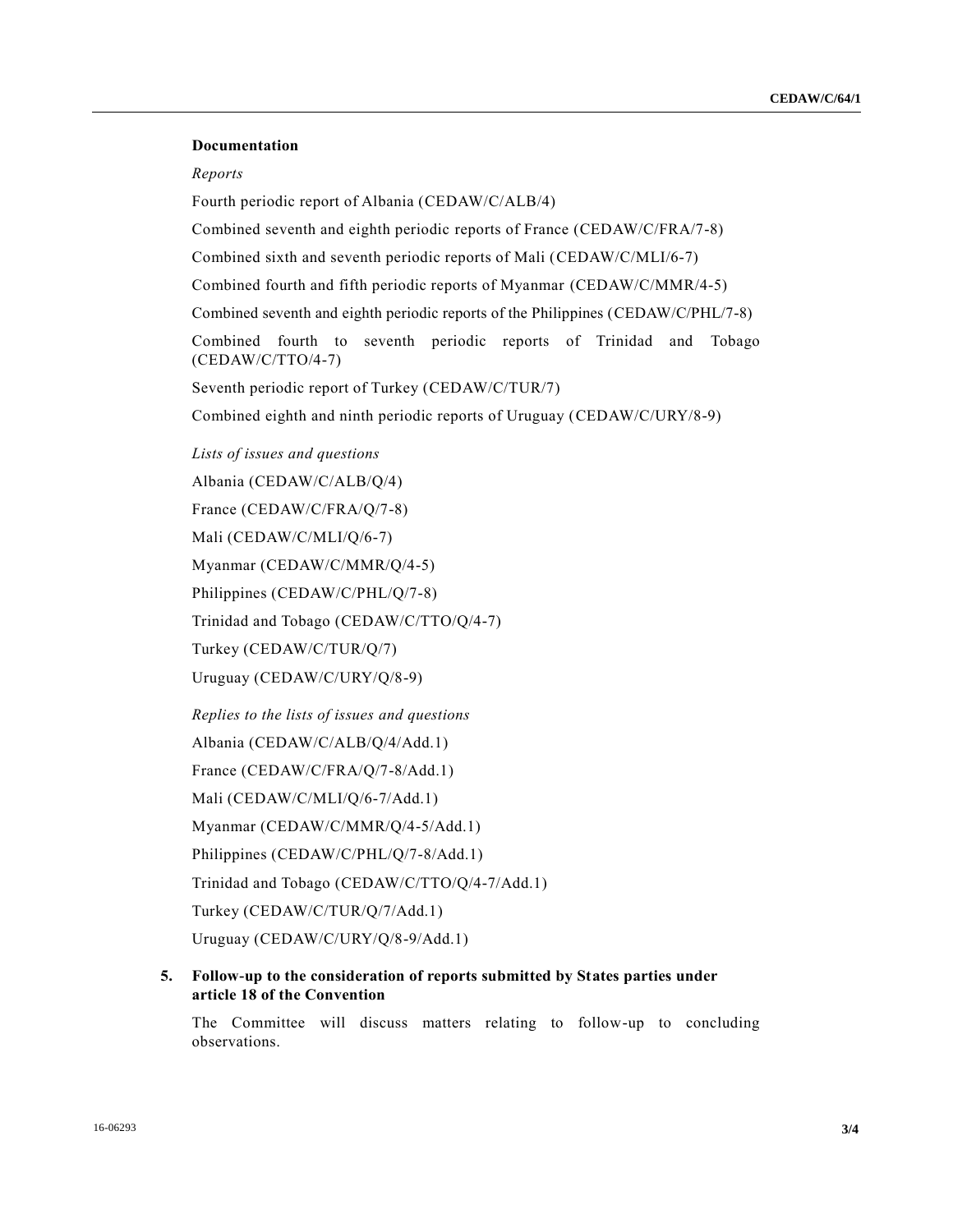**Documentation**

*Reports*

Fourth periodic report of Albania (CEDAW/C/ALB/4)

Combined seventh and eighth periodic reports of France (CEDAW/C/FRA/7-8)

Combined sixth and seventh periodic reports of Mali (CEDAW/C/MLI/6-7)

Combined fourth and fifth periodic reports of Myanmar (CEDAW/C/MMR/4-5)

Combined seventh and eighth periodic reports of the Philippines (CEDAW/C/PHL/7-8)

Combined fourth to seventh periodic reports of Trinidad and Tobago (CEDAW/C/TTO/4-7)

Seventh periodic report of Turkey (CEDAW/C/TUR/7)

Combined eighth and ninth periodic reports of Uruguay (CEDAW/C/URY/8-9)

*Lists of issues and questions*

Albania (CEDAW/C/ALB/Q/4)

France (CEDAW/C/FRA/Q/7-8)

Mali (CEDAW/C/MLI/Q/6-7)

Myanmar (CEDAW/C/MMR/Q/4-5)

Philippines (CEDAW/C/PHL/Q/7-8)

Trinidad and Tobago (CEDAW/C/TTO/Q/4-7)

Turkey (CEDAW/C/TUR/Q/7)

Uruguay (CEDAW/C/URY/Q/8-9)

*Replies to the lists of issues and questions*

Albania (CEDAW/C/ALB/Q/4/Add.1)

France (CEDAW/C/FRA/Q/7-8/Add.1)

Mali (CEDAW/C/MLI/Q/6-7/Add.1)

Myanmar (CEDAW/C/MMR/Q/4-5/Add.1)

Philippines (CEDAW/C/PHL/Q/7-8/Add.1)

Trinidad and Tobago (CEDAW/C/TTO/Q/4-7/Add.1)

Turkey (CEDAW/C/TUR/Q/7/Add.1)

Uruguay (CEDAW/C/URY/Q/8-9/Add.1)

**5. Follow-up to the consideration of reports submitted by States parties under article 18 of the Convention**

The Committee will discuss matters relating to follow-up to concluding observations.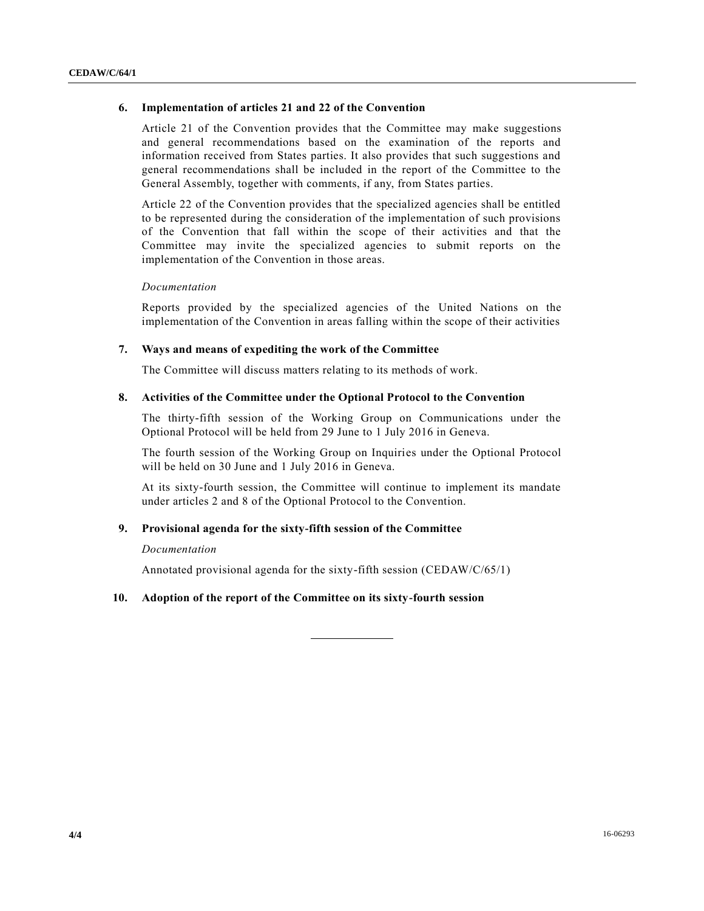### 6. Implementation of articles 21 and 22 of the Convention

Article 21 of the Convention provides that the Committee may make suggestions and general recommendations based on the examination of the reports and information received from States parties. It also provides that such suggestions and general recommendations shall be included in the report of the Committee to the General Assembly, together with comments, if any, from States parties.

Article 22 of the Convention provides that the specialized agencies shall be entitled to be represented during the consideration of the implementation of such provisions of the Convention that fall within the scope of their activities and that the Committee may invite the specialized agencies to submit reports on the implementation of the Convention in those areas.

*Documentation*

Reports provided by the specialized agencies of the United Nations on the implementation of the Convention in areas falling within the scope of their activities

### 7. Ways and means of expediting the work of the Committee

The Committee will discuss matters relating to its methods of work.

### 8. Activities of the Committee under the Optional Protocol to the Convention

The thirty-fifth session of the Working Group on Communications under the Optional Protocol will be held from 29 June to 1 July 2016 in Geneva.

The fourth session of the Working Group on Inquiries under the Optional Protocol will be held on 30 June and 1 July 2016 in Geneva.

At its sixty-fourth session, the Committee will continue to implement its mandate under articles 2 and 8 of the Optional Protocol to the Convention.

### 9. Provisional agenda for the sixty-fifth session of the Committee

*Documentation*

Annotated provisional agenda for the sixty-fifth session (CEDAW/C/65/1)

### 10. Adoption of the report of the Committee on its sixty-fourth session